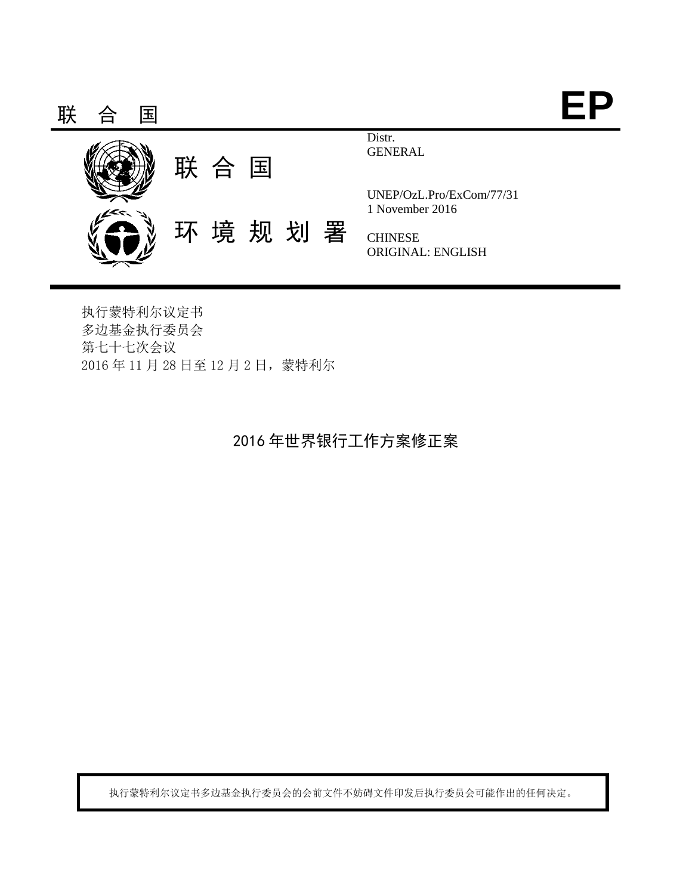联 合 国 **EP**

联 合 国

环 境 规 划 署

Distr.
GENERAL

UNEP/OzL.Pro/ExCom/77/31
1 November 2016

CHINESE
ORIGINAL: ENGLISH

执行蒙特利尔议定书
多边基金执行委员会
第七十七次会议
2016 年 11 月 28 日至 12 月 2 日，蒙特利尔

# 2016 年世界银行工作方案修正案

执行蒙特利尔议定书多边基金执行委员会的会前文件不妨碍文件印发后执行委员会可能作出的任何决定。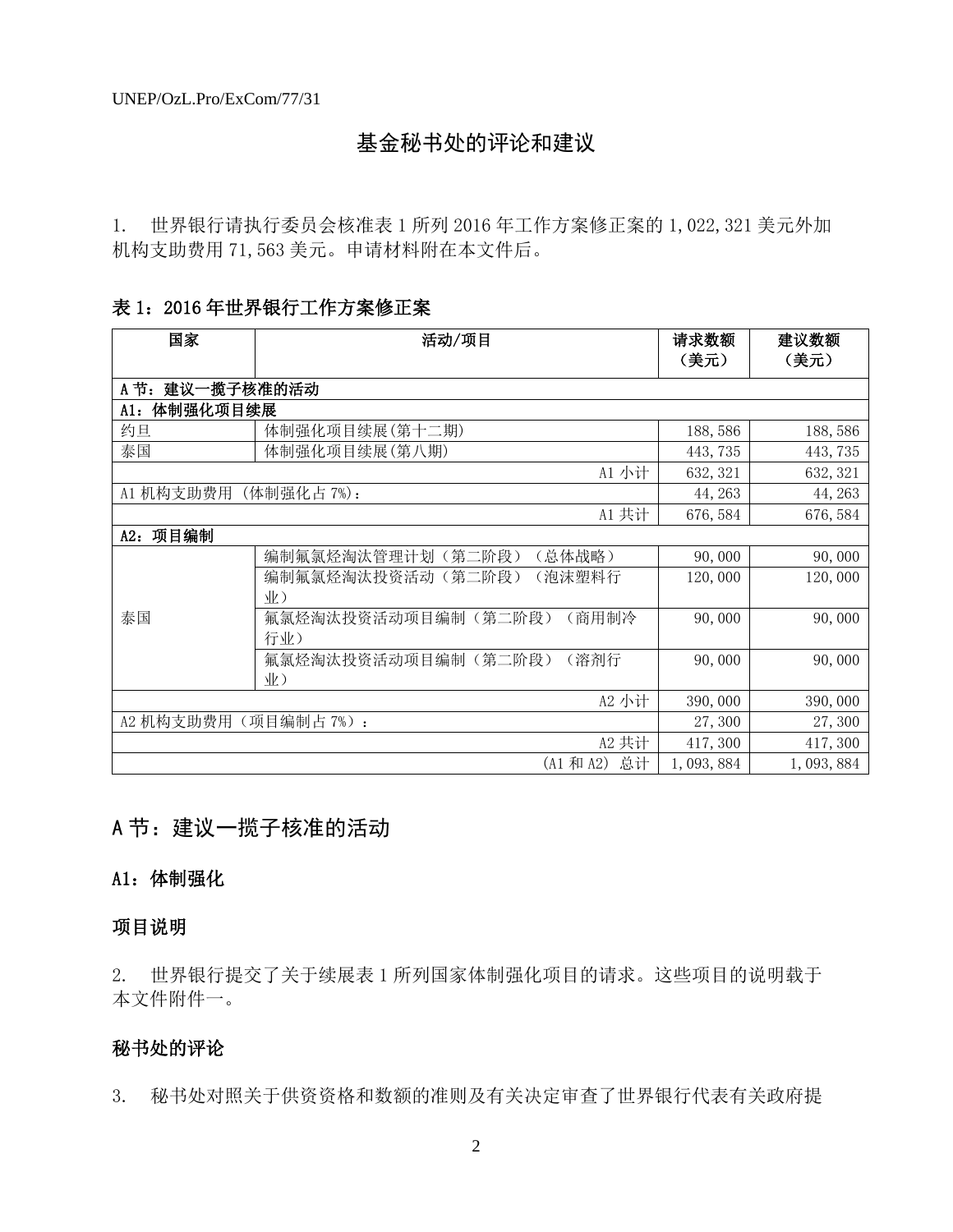## 基金秘书处的评论和建议

1. 世界银行请执行委员会核准表 1 所列 2016 年工作方案修正案的 1,022,321 美元外加机构支助费用 71,563 美元。申请材料附在本文件后。

**表 1：2016 年世界银行工作方案修正案**

| 国家 | 活动/项目 | 请求数额（美元） | 建议数额（美元） |
|---|---|---|---|
| **A 节：建议一揽子核准的活动** | | | |
| **A1：体制强化项目续展** | | | |
| 约旦 | 体制强化项目续展(第十二期) | 188,586 | 188,586 |
| 泰国 | 体制强化项目续展(第八期) | 443,735 | 443,735 |
| | A1 小计 | 632,321 | 632,321 |
| A1 机构支助费用（体制强化占 7%）： | | 44,263 | 44,263 |
| | A1 共计 | 676,584 | 676,584 |
| **A2：项目编制** | | | |
| 泰国 | 编制氟氯烃淘汰管理计划（第二阶段）（总体战略） | 90,000 | 90,000 |
| | 编制氟氯烃淘汰投资活动（第二阶段）（泡沫塑料行业） | 120,000 | 120,000 |
| | 氟氯烃淘汰投资活动项目编制（第二阶段）（商用制冷行业） | 90,000 | 90,000 |
| | 氟氯烃淘汰投资活动项目编制（第二阶段）（溶剂行业） | 90,000 | 90,000 |
| | A2 小计 | 390,000 | 390,000 |
| A2 机构支助费用（项目编制占 7%）： | | 27,300 | 27,300 |
| | A2 共计 | 417,300 | 417,300 |
| | （A1 和 A2）总计 | 1,093,884 | 1,093,884 |

## A 节：建议一揽子核准的活动

### A1：体制强化

### 项目说明

2. 世界银行提交了关于续展表 1 所列国家体制强化项目的请求。这些项目的说明载于本文件附件一。

### 秘书处的评论

3. 秘书处对照关于供资资格和数额的准则及有关决定审查了世界银行代表有关政府提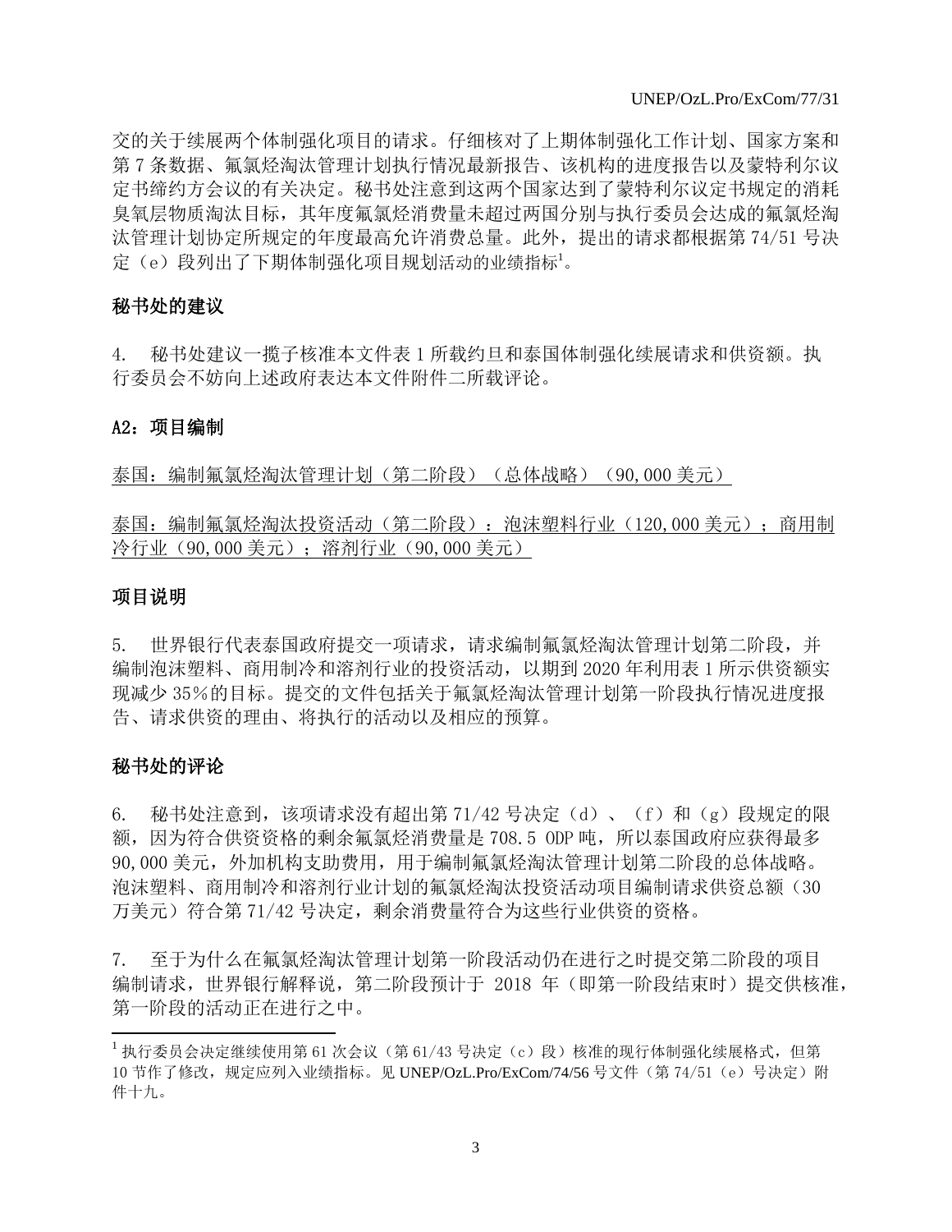交的关于续展两个体制强化项目的请求。仔细核对了上期体制强化工作计划、国家方案和第 7 条数据、氟氯烃淘汰管理计划执行情况最新报告、该机构的进度报告以及蒙特利尔议定书缔约方会议的有关决定。秘书处注意到这两个国家达到了蒙特利尔议定书规定的消耗臭氧层物质淘汰目标，其年度氟氯烃消费量未超过两国分别与执行委员会达成的氟氯烃淘汰管理计划协定所规定的年度最高允许消费总量。此外，提出的请求都根据第 74/51 号决定（e）段列出了下期体制强化项目规划活动的业绩指标[1]。

## 秘书处的建议

4. 秘书处建议一揽子核准本文件表 1 所载约旦和泰国体制强化续展请求和供资额。执行委员会不妨向上述政府表达本文件附件二所载评论。

## A2：项目编制

<u>泰国：编制氟氯烃淘汰管理计划（第二阶段）（总体战略）（90,000 美元）</u>

<u>泰国：编制氟氯烃淘汰投资活动（第二阶段）：泡沫塑料行业（120,000 美元）；商用制冷行业（90,000 美元）；溶剂行业（90,000 美元）</u>

## 项目说明

5. 世界银行代表泰国政府提交一项请求，请求编制氟氯烃淘汰管理计划第二阶段，并编制泡沫塑料、商用制冷和溶剂行业的投资活动，以期到 2020 年利用表 1 所示供资额实现减少 35%的目标。提交的文件包括关于氟氯烃淘汰管理计划第一阶段执行情况进度报告、请求供资的理由、将执行的活动以及相应的预算。

## 秘书处的评论

6. 秘书处注意到，该项请求没有超出第 71/42 号决定（d）、（f）和（g）段规定的限额，因为符合供资资格的剩余氟氯烃消费量是 708.5 ODP 吨，所以泰国政府应获得最多 90,000 美元，外加机构支助费用，用于编制氟氯烃淘汰管理计划第二阶段的总体战略。泡沫塑料、商用制冷和溶剂行业计划的氟氯烃淘汰投资活动项目编制请求供资总额（30 万美元）符合第 71/42 号决定，剩余消费量符合为这些行业供资的资格。

7. 至于为什么在氟氯烃淘汰管理计划第一阶段活动仍在进行之时提交第二阶段的项目编制请求，世界银行解释说，第二阶段预计于 2018 年（即第一阶段结束时）提交供核准，第一阶段的活动正在进行之中。

---

[1] 执行委员会决定继续使用第 61 次会议（第 61/43 号决定（c）段）核准的现行体制强化续展格式，但第 10 节作了修改，规定应列入业绩指标。见 UNEP/OzL.Pro/ExCom/74/56 号文件（第 74/51（e）号决定）附件十九。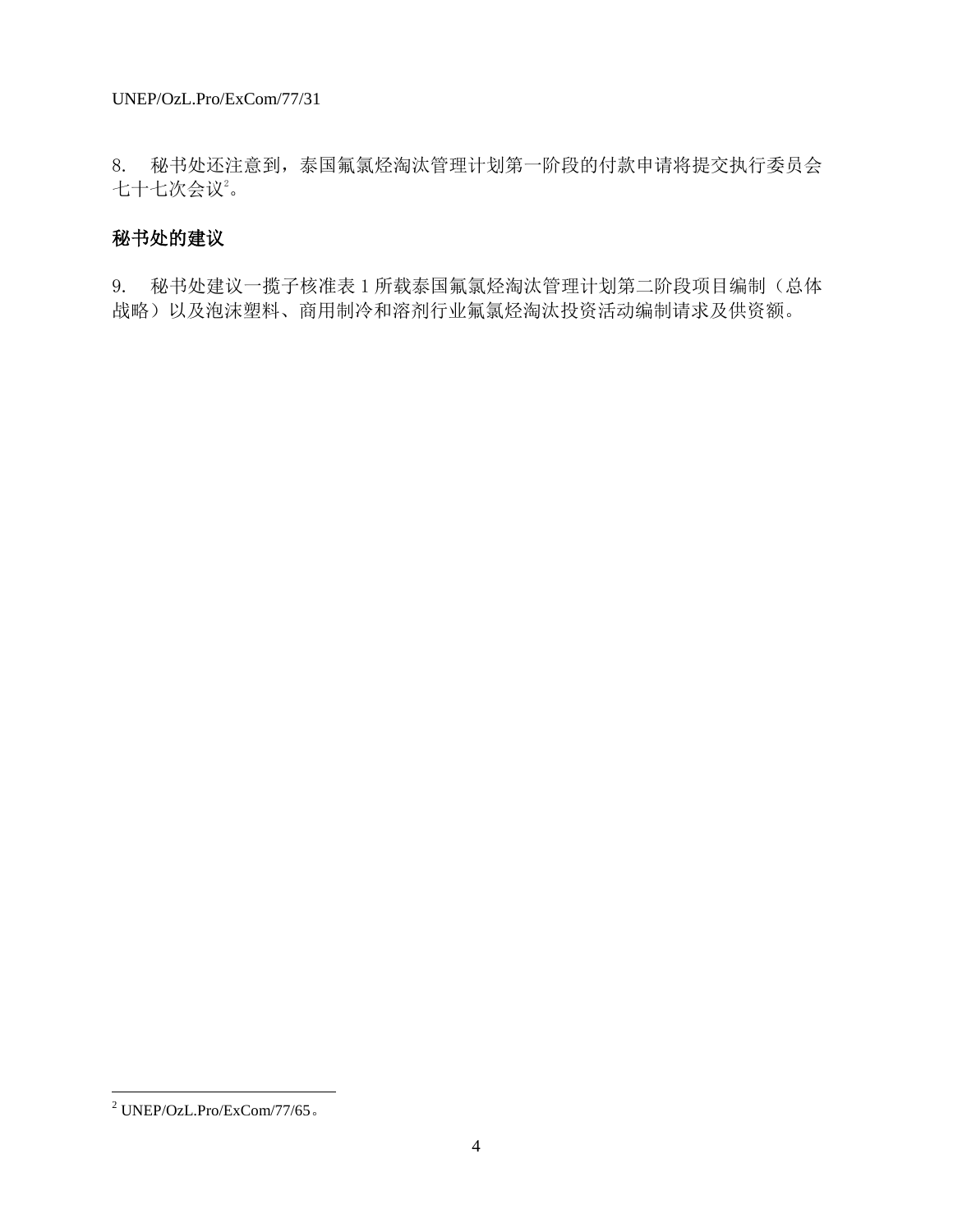8.　秘书处还注意到，泰国氟氯烃淘汰管理计划第一阶段的付款申请将提交执行委员会七十七次会议[2]。

## 秘书处的建议

9.　秘书处建议一揽子核准表 1 所载泰国氟氯烃淘汰管理计划第二阶段项目编制（总体战略）以及泡沫塑料、商用制冷和溶剂行业氟氯烃淘汰投资活动编制请求及供资额。

[2] UNEP/OzL.Pro/ExCom/77/65。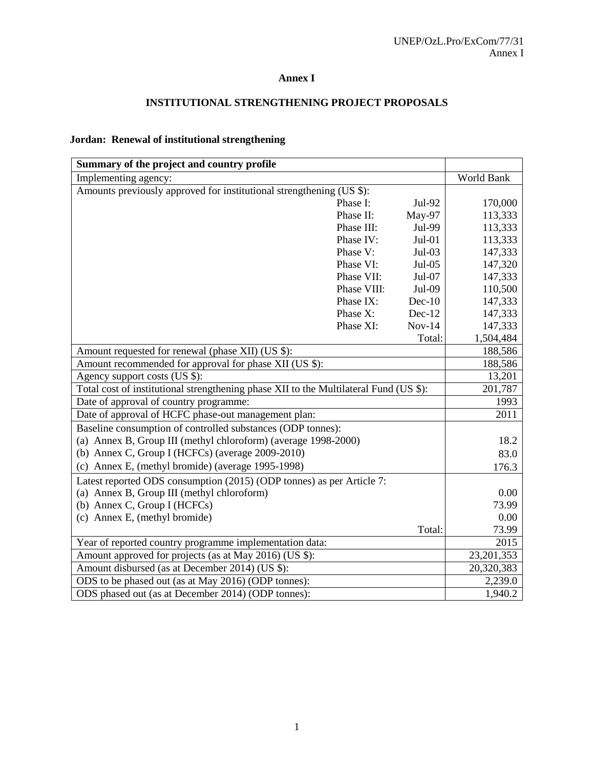# Annex I

## INSTITUTIONAL STRENGTHENING PROJECT PROPOSALS

### Jordan: Renewal of institutional strengthening

| Summary of the project and country profile | | | |
|---|---|---|---|
| Implementing agency: | | | World Bank |
| Amounts previously approved for institutional strengthening (US $): | | | |
| | Phase I: | Jul-92 | 170,000 |
| | Phase II: | May-97 | 113,333 |
| | Phase III: | Jul-99 | 113,333 |
| | Phase IV: | Jul-01 | 113,333 |
| | Phase V: | Jul-03 | 147,333 |
| | Phase VI: | Jul-05 | 147,320 |
| | Phase VII: | Jul-07 | 147,333 |
| | Phase VIII: | Jul-09 | 110,500 |
| | Phase IX: | Dec-10 | 147,333 |
| | Phase X: | Dec-12 | 147,333 |
| | Phase XI: | Nov-14 | 147,333 |
| | | Total: | 1,504,484 |
| Amount requested for renewal (phase XII) (US $): | | | 188,586 |
| Amount recommended for approval for phase XII (US $): | | | 188,586 |
| Agency support costs (US $): | | | 13,201 |
| Total cost of institutional strengthening phase XII to the Multilateral Fund (US $): | | | 201,787 |
| Date of approval of country programme: | | | 1993 |
| Date of approval of HCFC phase-out management plan: | | | 2011 |
| Baseline consumption of controlled substances (ODP tonnes): | | | |
| (a) Annex B, Group III (methyl chloroform) (average 1998-2000) | | | 18.2 |
| (b) Annex C, Group I (HCFCs) (average 2009-2010) | | | 83.0 |
| (c) Annex E, (methyl bromide) (average 1995-1998) | | | 176.3 |
| Latest reported ODS consumption (2015) (ODP tonnes) as per Article 7: | | | |
| (a) Annex B, Group III (methyl chloroform) | | | 0.00 |
| (b) Annex C, Group I (HCFCs) | | | 73.99 |
| (c) Annex E, (methyl bromide) | | | 0.00 |
| | | Total: | 73.99 |
| Year of reported country programme implementation data: | | | 2015 |
| Amount approved for projects (as at May 2016) (US $): | | | 23,201,353 |
| Amount disbursed (as at December 2014) (US $): | | | 20,320,383 |
| ODS to be phased out (as at May 2016) (ODP tonnes): | | | 2,239.0 |
| ODS phased out (as at December 2014) (ODP tonnes): | | | 1,940.2 |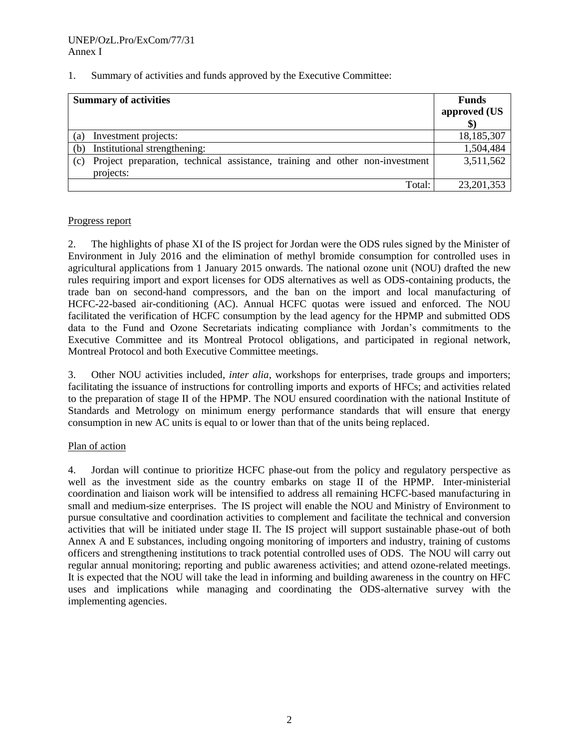1. Summary of activities and funds approved by the Executive Committee:

| Summary of activities | Funds approved (US $) |
|---|---|
| (a) Investment projects: | 18,185,307 |
| (b) Institutional strengthening: | 1,504,484 |
| (c) Project preparation, technical assistance, training and other non-investment projects: | 3,511,562 |
| Total: | 23,201,353 |

Progress report

2. The highlights of phase XI of the IS project for Jordan were the ODS rules signed by the Minister of Environment in July 2016 and the elimination of methyl bromide consumption for controlled uses in agricultural applications from 1 January 2015 onwards. The national ozone unit (NOU) drafted the new rules requiring import and export licenses for ODS alternatives as well as ODS-containing products, the trade ban on second-hand compressors, and the ban on the import and local manufacturing of HCFC-22-based air-conditioning (AC). Annual HCFC quotas were issued and enforced. The NOU facilitated the verification of HCFC consumption by the lead agency for the HPMP and submitted ODS data to the Fund and Ozone Secretariats indicating compliance with Jordan's commitments to the Executive Committee and its Montreal Protocol obligations, and participated in regional network, Montreal Protocol and both Executive Committee meetings.

3. Other NOU activities included, *inter alia*, workshops for enterprises, trade groups and importers; facilitating the issuance of instructions for controlling imports and exports of HFCs; and activities related to the preparation of stage II of the HPMP. The NOU ensured coordination with the national Institute of Standards and Metrology on minimum energy performance standards that will ensure that energy consumption in new AC units is equal to or lower than that of the units being replaced.

Plan of action

4. Jordan will continue to prioritize HCFC phase-out from the policy and regulatory perspective as well as the investment side as the country embarks on stage II of the HPMP. Inter-ministerial coordination and liaison work will be intensified to address all remaining HCFC-based manufacturing in small and medium-size enterprises. The IS project will enable the NOU and Ministry of Environment to pursue consultative and coordination activities to complement and facilitate the technical and conversion activities that will be initiated under stage II. The IS project will support sustainable phase-out of both Annex A and E substances, including ongoing monitoring of importers and industry, training of customs officers and strengthening institutions to track potential controlled uses of ODS. The NOU will carry out regular annual monitoring; reporting and public awareness activities; and attend ozone-related meetings. It is expected that the NOU will take the lead in informing and building awareness in the country on HFC uses and implications while managing and coordinating the ODS-alternative survey with the implementing agencies.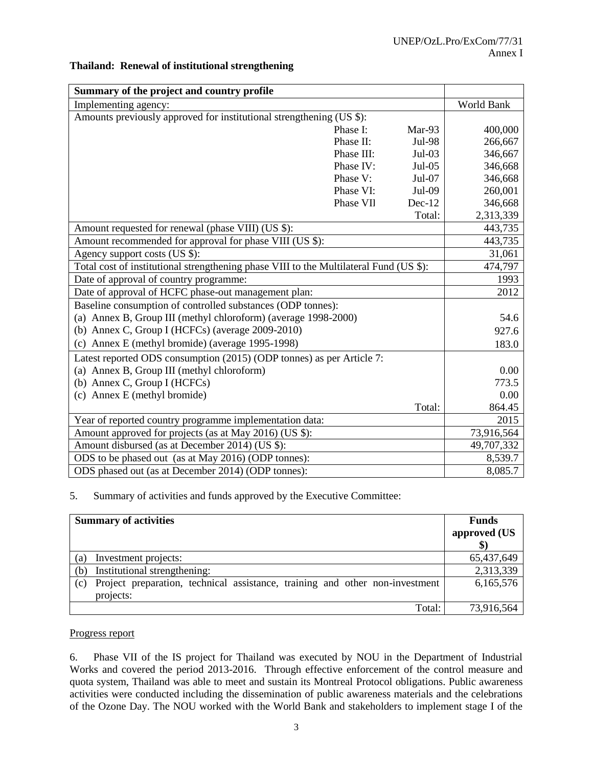**Thailand: Renewal of institutional strengthening**

| Summary of the project and country profile | | | |
|---|---|---|---|
| Implementing agency: | | | World Bank |
| Amounts previously approved for institutional strengthening (US $): | | | |
| | Phase I: | Mar-93 | 400,000 |
| | Phase II: | Jul-98 | 266,667 |
| | Phase III: | Jul-03 | 346,667 |
| | Phase IV: | Jul-05 | 346,668 |
| | Phase V: | Jul-07 | 346,668 |
| | Phase VI: | Jul-09 | 260,001 |
| | Phase VII | Dec-12 | 346,668 |
| | | Total: | 2,313,339 |
| Amount requested for renewal (phase VIII) (US $): | | | 443,735 |
| Amount recommended for approval for phase VIII (US $): | | | 443,735 |
| Agency support costs (US $): | | | 31,061 |
| Total cost of institutional strengthening phase VIII to the Multilateral Fund (US $): | | | 474,797 |
| Date of approval of country programme: | | | 1993 |
| Date of approval of HCFC phase-out management plan: | | | 2012 |
| Baseline consumption of controlled substances (ODP tonnes): | | | |
| (a) Annex B, Group III (methyl chloroform) (average 1998-2000) | | | 54.6 |
| (b) Annex C, Group I (HCFCs) (average 2009-2010) | | | 927.6 |
| (c) Annex E (methyl bromide) (average 1995-1998) | | | 183.0 |
| Latest reported ODS consumption (2015) (ODP tonnes) as per Article 7: | | | |
| (a) Annex B, Group III (methyl chloroform) | | | 0.00 |
| (b) Annex C, Group I (HCFCs) | | | 773.5 |
| (c) Annex E (methyl bromide) | | | 0.00 |
| | | Total: | 864.45 |
| Year of reported country programme implementation data: | | | 2015 |
| Amount approved for projects (as at May 2016) (US $): | | | 73,916,564 |
| Amount disbursed (as at December 2014) (US $): | | | 49,707,332 |
| ODS to be phased out (as at May 2016) (ODP tonnes): | | | 8,539.7 |
| ODS phased out (as at December 2014) (ODP tonnes): | | | 8,085.7 |

5. Summary of activities and funds approved by the Executive Committee:

| Summary of activities | Funds approved (US $) |
|---|---|
| (a) Investment projects: | 65,437,649 |
| (b) Institutional strengthening: | 2,313,339 |
| (c) Project preparation, technical assistance, training and other non-investment projects: | 6,165,576 |
| Total: | 73,916,564 |

Progress report

6. Phase VII of the IS project for Thailand was executed by NOU in the Department of Industrial Works and covered the period 2013-2016. Through effective enforcement of the control measure and quota system, Thailand was able to meet and sustain its Montreal Protocol obligations. Public awareness activities were conducted including the dissemination of public awareness materials and the celebrations of the Ozone Day. The NOU worked with the World Bank and stakeholders to implement stage I of the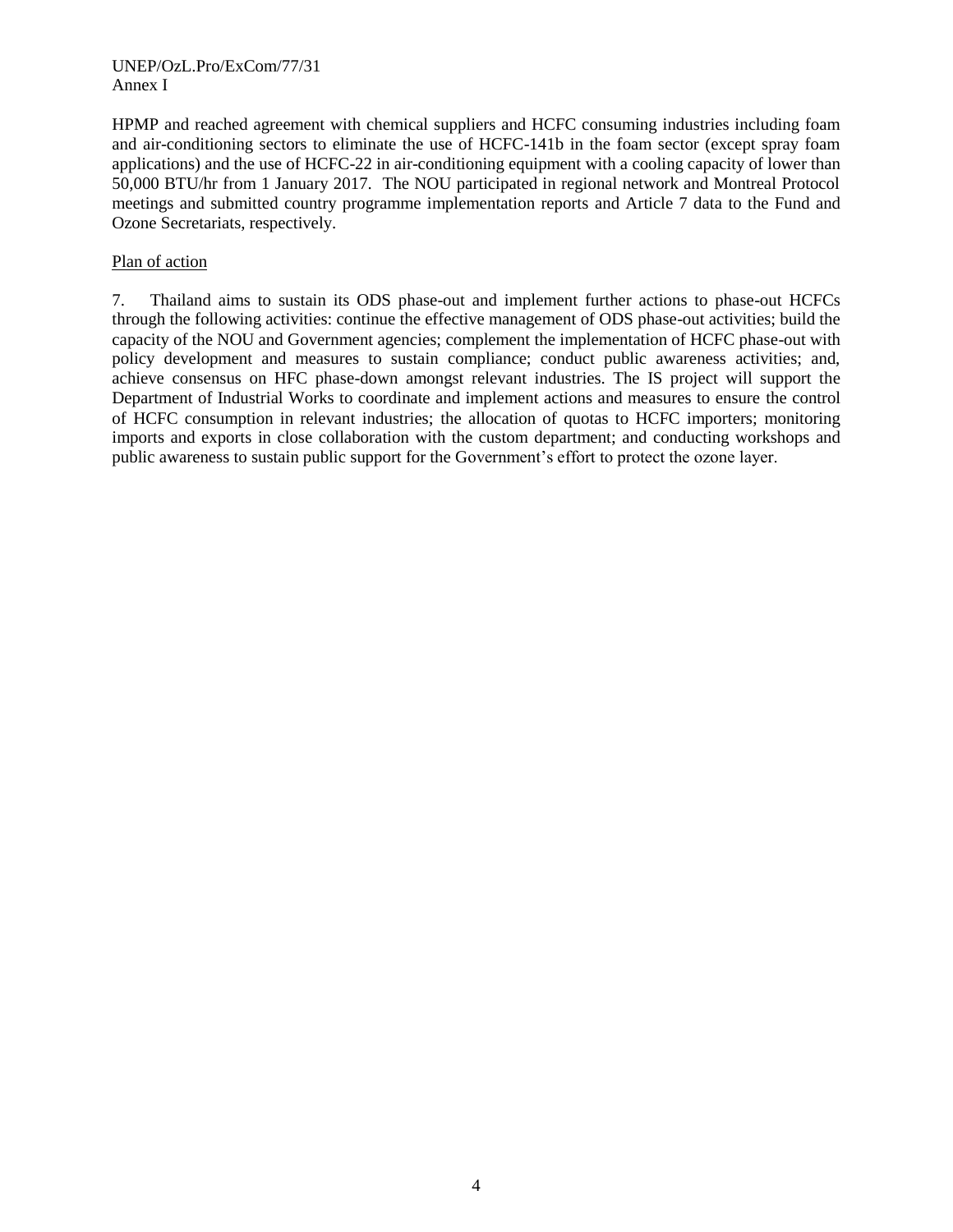HPMP and reached agreement with chemical suppliers and HCFC consuming industries including foam and air-conditioning sectors to eliminate the use of HCFC-141b in the foam sector (except spray foam applications) and the use of HCFC-22 in air-conditioning equipment with a cooling capacity of lower than 50,000 BTU/hr from 1 January 2017. The NOU participated in regional network and Montreal Protocol meetings and submitted country programme implementation reports and Article 7 data to the Fund and Ozone Secretariats, respectively.

Plan of action

7. Thailand aims to sustain its ODS phase-out and implement further actions to phase-out HCFCs through the following activities: continue the effective management of ODS phase-out activities; build the capacity of the NOU and Government agencies; complement the implementation of HCFC phase-out with policy development and measures to sustain compliance; conduct public awareness activities; and, achieve consensus on HFC phase-down amongst relevant industries. The IS project will support the Department of Industrial Works to coordinate and implement actions and measures to ensure the control of HCFC consumption in relevant industries; the allocation of quotas to HCFC importers; monitoring imports and exports in close collaboration with the custom department; and conducting workshops and public awareness to sustain public support for the Government's effort to protect the ozone layer.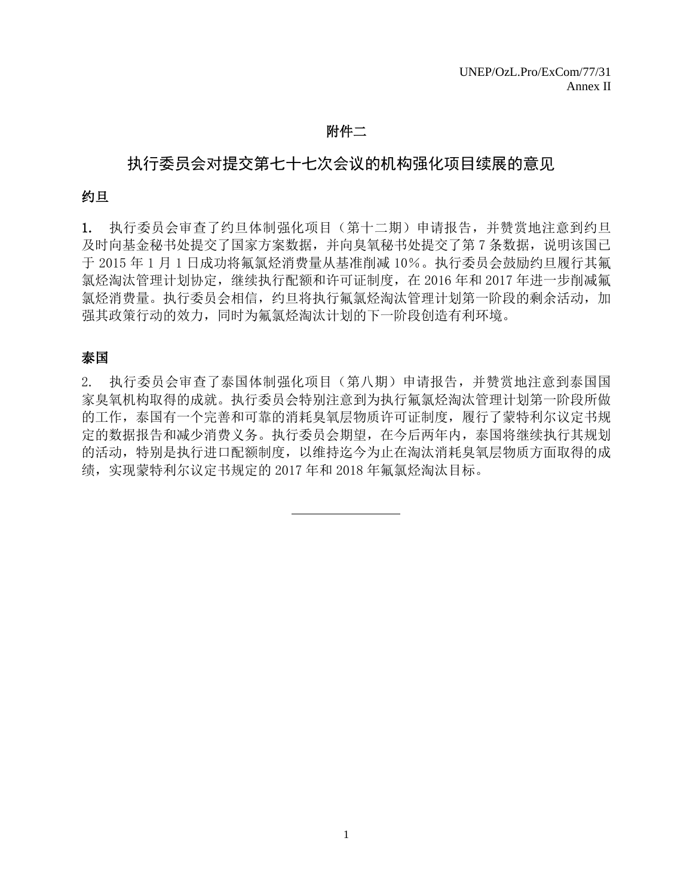# 附件二

## 执行委员会对提交第七十七次会议的机构强化项目续展的意见

### 约旦

1. 执行委员会审查了约旦体制强化项目（第十二期）申请报告，并赞赏地注意到约旦及时向基金秘书处提交了国家方案数据，并向臭氧秘书处提交了第 7 条数据，说明该国已于 2015 年 1 月 1 日成功将氟氯烃消费量从基准削减 10%。执行委员会鼓励约旦履行其氟氯烃淘汰管理计划协定，继续执行配额和许可证制度，在 2016 年和 2017 年进一步削减氟氯烃消费量。执行委员会相信，约旦将执行氟氯烃淘汰管理计划第一阶段的剩余活动，加强其政策行动的效力，同时为氟氯烃淘汰计划的下一阶段创造有利环境。

### 泰国

2. 执行委员会审查了泰国体制强化项目（第八期）申请报告，并赞赏地注意到泰国国家臭氧机构取得的成就。执行委员会特别注意到为执行氟氯烃淘汰管理计划第一阶段所做的工作，泰国有一个完善和可靠的消耗臭氧层物质许可证制度，履行了蒙特利尔议定书规定的数据报告和减少消费义务。执行委员会期望，在今后两年内，泰国将继续执行其规划的活动，特别是执行进口配额制度，以维持迄今为止在淘汰消耗臭氧层物质方面取得的成绩，实现蒙特利尔议定书规定的 2017 年和 2018 年氟氯烃淘汰目标。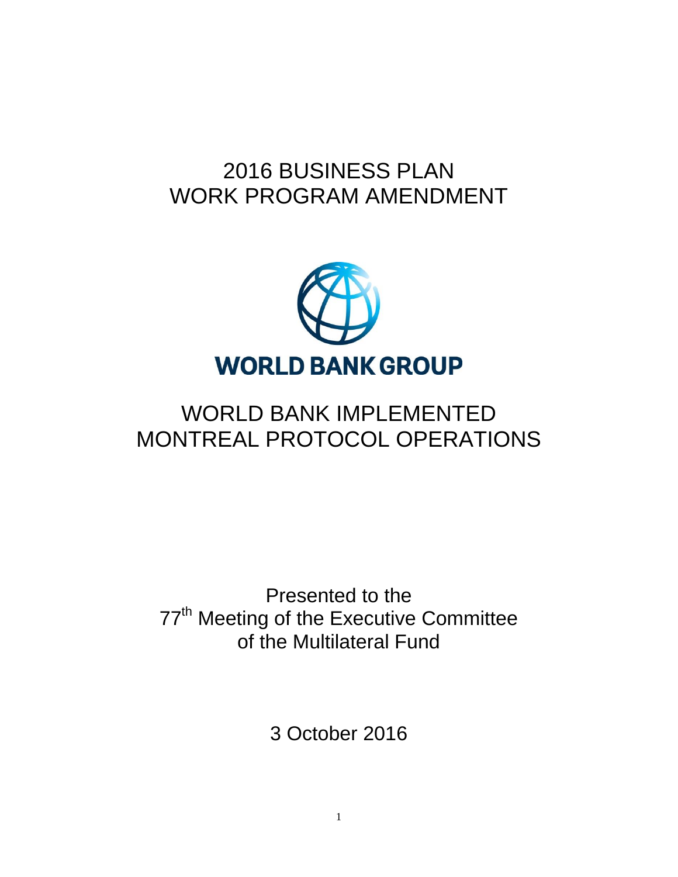# 2016 BUSINESS PLAN
# WORK PROGRAM AMENDMENT

**WORLD BANK GROUP**

# WORLD BANK IMPLEMENTED
# MONTREAL PROTOCOL OPERATIONS

Presented to the
77th Meeting of the Executive Committee
of the Multilateral Fund

3 October 2016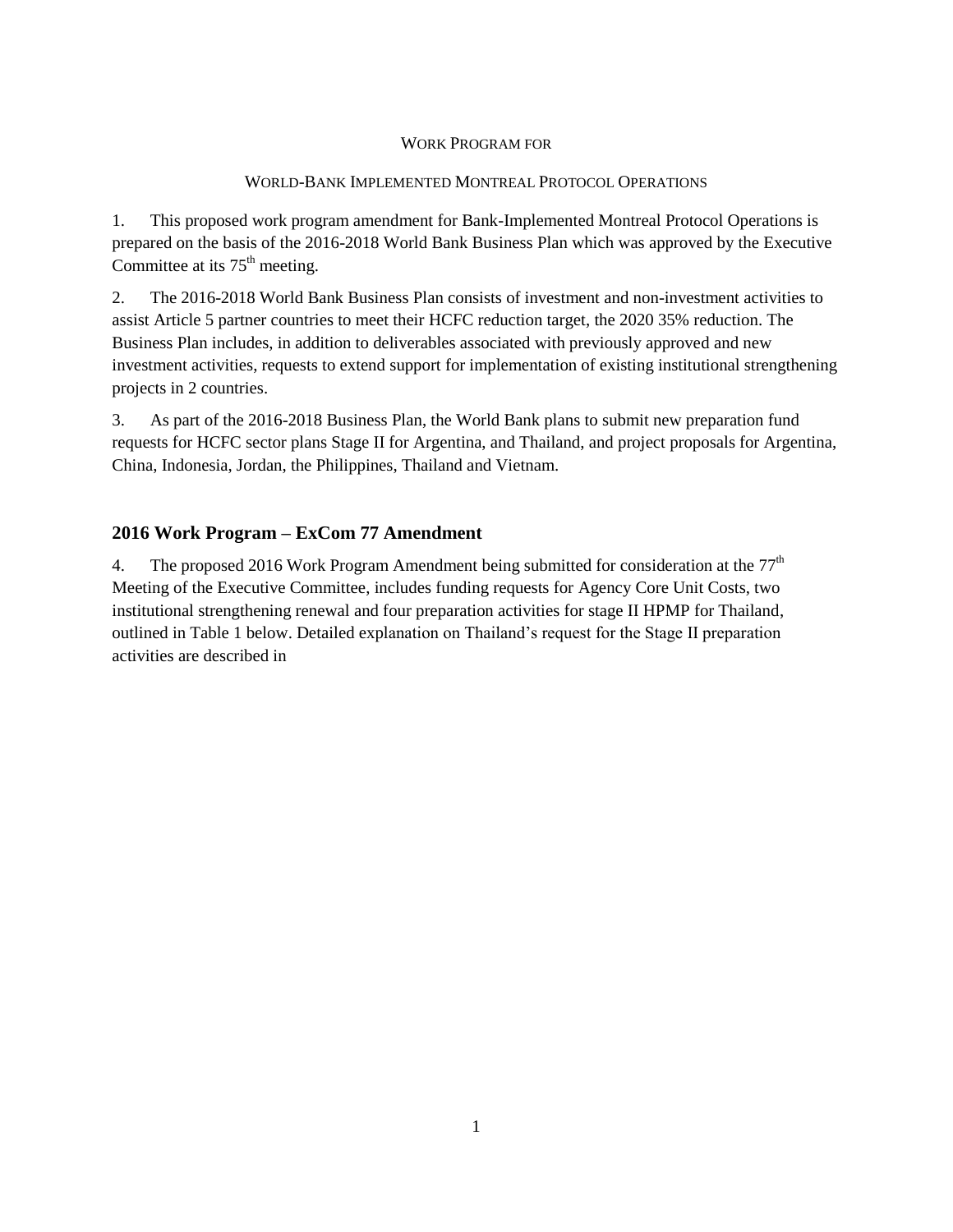WORK PROGRAM FOR

WORLD-BANK IMPLEMENTED MONTREAL PROTOCOL OPERATIONS

1. This proposed work program amendment for Bank-Implemented Montreal Protocol Operations is prepared on the basis of the 2016-2018 World Bank Business Plan which was approved by the Executive Committee at its 75th meeting.

2. The 2016-2018 World Bank Business Plan consists of investment and non-investment activities to assist Article 5 partner countries to meet their HCFC reduction target, the 2020 35% reduction. The Business Plan includes, in addition to deliverables associated with previously approved and new investment activities, requests to extend support for implementation of existing institutional strengthening projects in 2 countries.

3. As part of the 2016-2018 Business Plan, the World Bank plans to submit new preparation fund requests for HCFC sector plans Stage II for Argentina, and Thailand, and project proposals for Argentina, China, Indonesia, Jordan, the Philippines, Thailand and Vietnam.

## 2016 Work Program – ExCom 77 Amendment

4. The proposed 2016 Work Program Amendment being submitted for consideration at the 77th Meeting of the Executive Committee, includes funding requests for Agency Core Unit Costs, two institutional strengthening renewal and four preparation activities for stage II HPMP for Thailand, outlined in Table 1 below. Detailed explanation on Thailand's request for the Stage II preparation activities are described in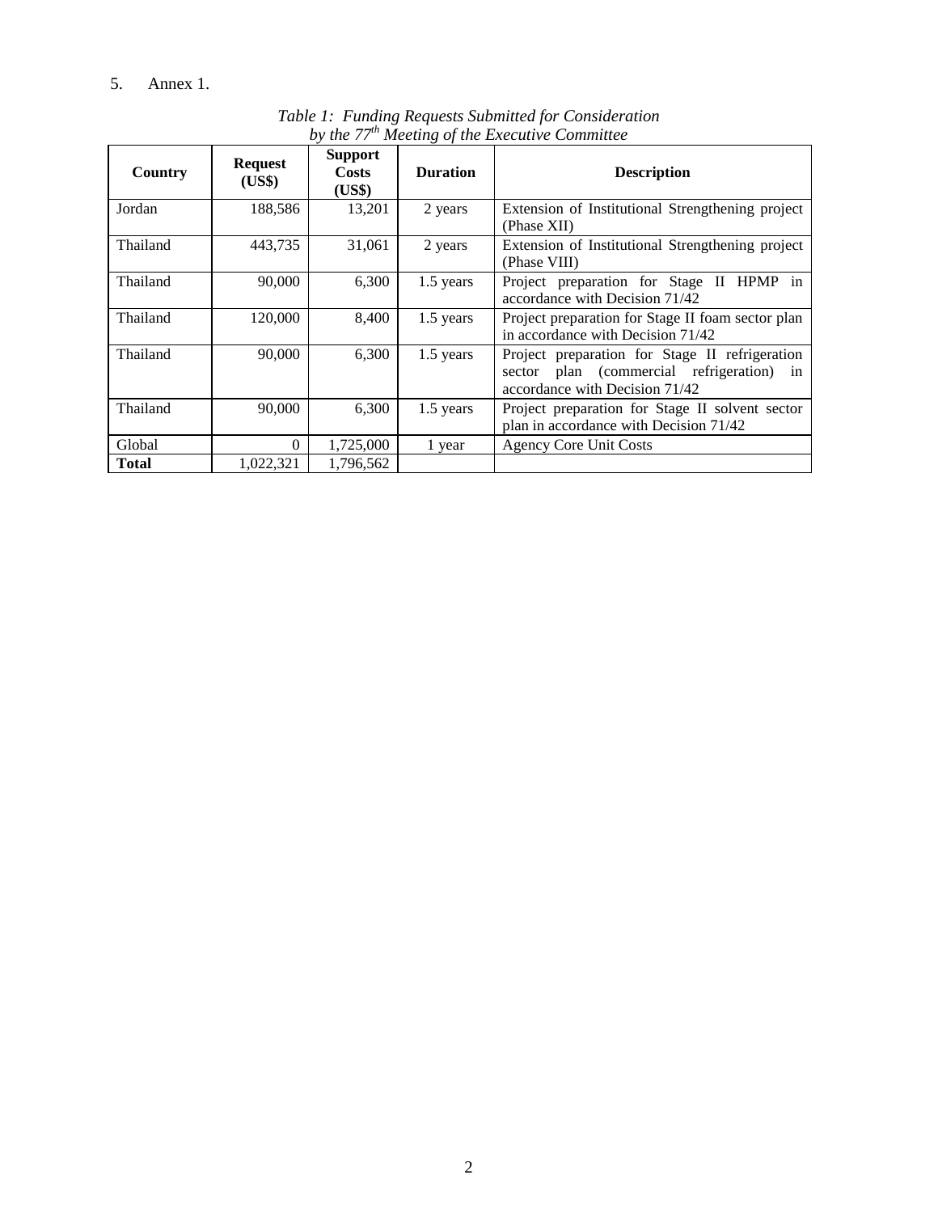5. Annex 1.

*Table 1: Funding Requests Submitted for Consideration by the 77th Meeting of the Executive Committee*

| Country | Request (US$) | Support Costs (US$) | Duration | Description |
|---|---|---|---|---|
| Jordan | 188,586 | 13,201 | 2 years | Extension of Institutional Strengthening project (Phase XII) |
| Thailand | 443,735 | 31,061 | 2 years | Extension of Institutional Strengthening project (Phase VIII) |
| Thailand | 90,000 | 6,300 | 1.5 years | Project preparation for Stage II HPMP in accordance with Decision 71/42 |
| Thailand | 120,000 | 8,400 | 1.5 years | Project preparation for Stage II foam sector plan in accordance with Decision 71/42 |
| Thailand | 90,000 | 6,300 | 1.5 years | Project preparation for Stage II refrigeration sector plan (commercial refrigeration) in accordance with Decision 71/42 |
| Thailand | 90,000 | 6,300 | 1.5 years | Project preparation for Stage II solvent sector plan in accordance with Decision 71/42 |
| Global | 0 | 1,725,000 | 1 year | Agency Core Unit Costs |
| **Total** | 1,022,321 | 1,796,562 | | |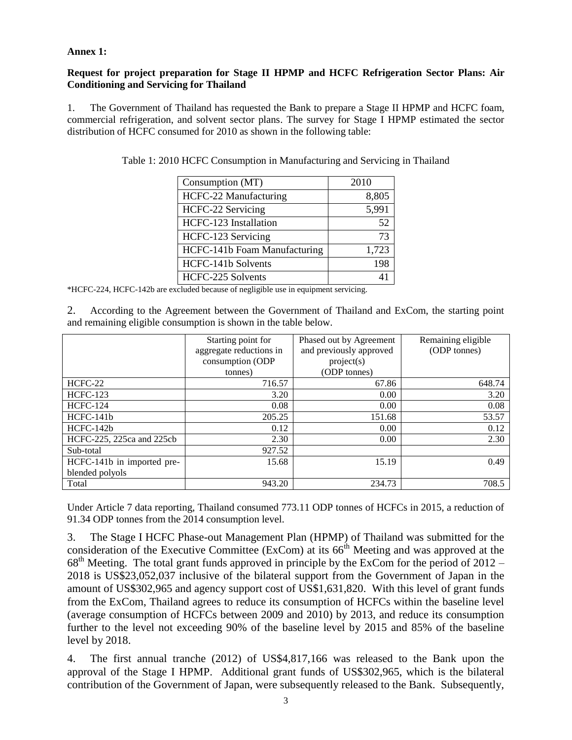**Annex 1:**

**Request for project preparation for Stage II HPMP and HCFC Refrigeration Sector Plans: Air Conditioning and Servicing for Thailand**

1. The Government of Thailand has requested the Bank to prepare a Stage II HPMP and HCFC foam, commercial refrigeration, and solvent sector plans. The survey for Stage I HPMP estimated the sector distribution of HCFC consumed for 2010 as shown in the following table:

Table 1: 2010 HCFC Consumption in Manufacturing and Servicing in Thailand

| Consumption (MT) | 2010 |
|---|---|
| HCFC-22 Manufacturing | 8,805 |
| HCFC-22 Servicing | 5,991 |
| HCFC-123 Installation | 52 |
| HCFC-123 Servicing | 73 |
| HCFC-141b Foam Manufacturing | 1,723 |
| HCFC-141b Solvents | 198 |
| HCFC-225 Solvents | 41 |

*HCFC-224, HCFC-142b are excluded because of negligible use in equipment servicing.

2. According to the Agreement between the Government of Thailand and ExCom, the starting point and remaining eligible consumption is shown in the table below.

| | Starting point for aggregate reductions in consumption (ODP tonnes) | Phased out by Agreement and previously approved project(s) (ODP tonnes) | Remaining eligible (ODP tonnes) |
|---|---|---|---|
| HCFC-22 | 716.57 | 67.86 | 648.74 |
| HCFC-123 | 3.20 | 0.00 | 3.20 |
| HCFC-124 | 0.08 | 0.00 | 0.08 |
| HCFC-141b | 205.25 | 151.68 | 53.57 |
| HCFC-142b | 0.12 | 0.00 | 0.12 |
| HCFC-225, 225ca and 225cb | 2.30 | 0.00 | 2.30 |
| Sub-total | 927.52 | | |
| HCFC-141b in imported pre-blended polyols | 15.68 | 15.19 | 0.49 |
| Total | 943.20 | 234.73 | 708.5 |

Under Article 7 data reporting, Thailand consumed 773.11 ODP tonnes of HCFCs in 2015, a reduction of 91.34 ODP tonnes from the 2014 consumption level.

3. The Stage I HCFC Phase-out Management Plan (HPMP) of Thailand was submitted for the consideration of the Executive Committee (ExCom) at its 66th Meeting and was approved at the 68th Meeting. The total grant funds approved in principle by the ExCom for the period of 2012 – 2018 is US$23,052,037 inclusive of the bilateral support from the Government of Japan in the amount of US$302,965 and agency support cost of US$1,631,820. With this level of grant funds from the ExCom, Thailand agrees to reduce its consumption of HCFCs within the baseline level (average consumption of HCFCs between 2009 and 2010) by 2013, and reduce its consumption further to the level not exceeding 90% of the baseline level by 2015 and 85% of the baseline level by 2018.

4. The first annual tranche (2012) of US$4,817,166 was released to the Bank upon the approval of the Stage I HPMP. Additional grant funds of US$302,965, which is the bilateral contribution of the Government of Japan, were subsequently released to the Bank. Subsequently,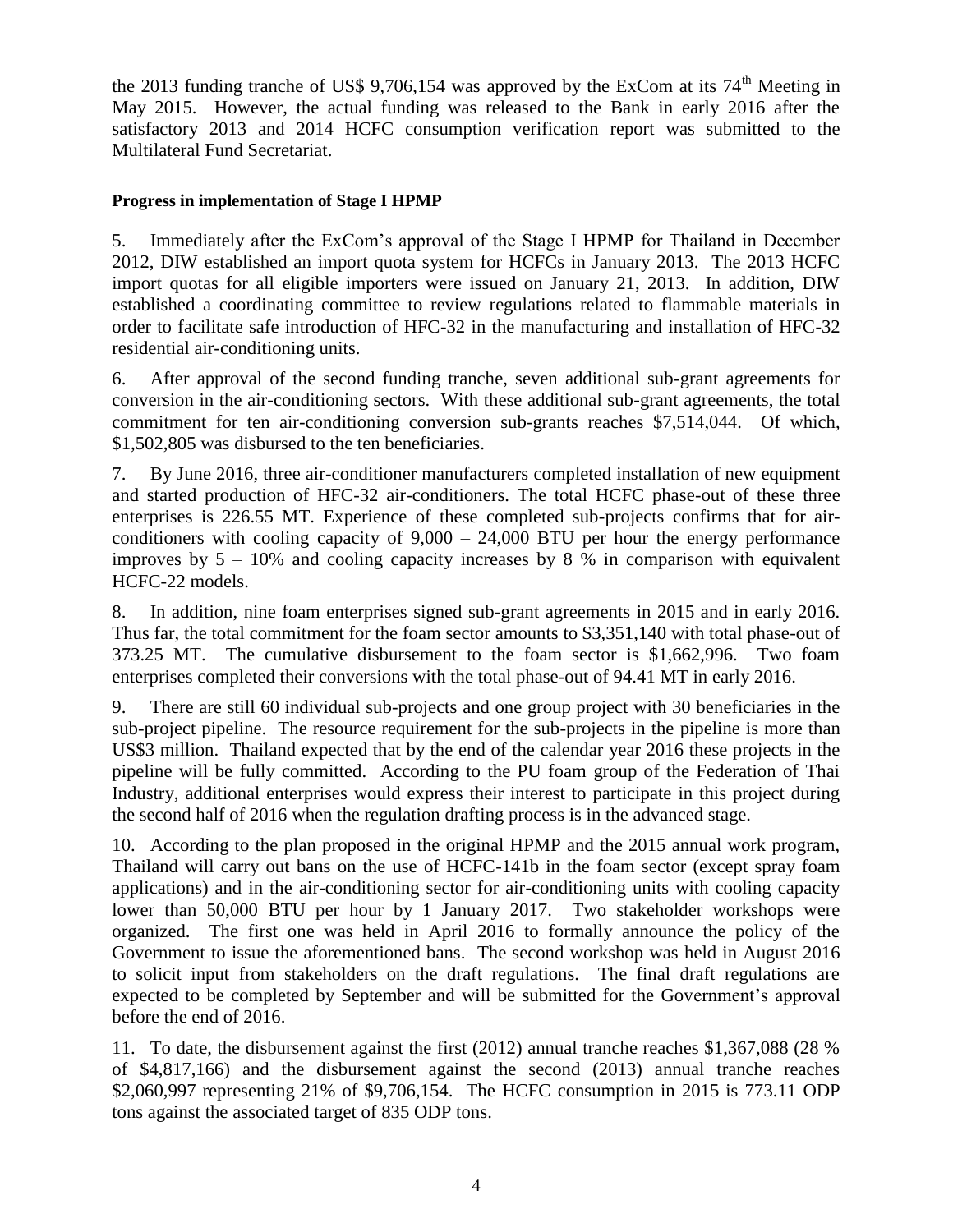the 2013 funding tranche of US$ 9,706,154 was approved by the ExCom at its 74th Meeting in May 2015. However, the actual funding was released to the Bank in early 2016 after the satisfactory 2013 and 2014 HCFC consumption verification report was submitted to the Multilateral Fund Secretariat.

**Progress in implementation of Stage I HPMP**

5. Immediately after the ExCom's approval of the Stage I HPMP for Thailand in December 2012, DIW established an import quota system for HCFCs in January 2013. The 2013 HCFC import quotas for all eligible importers were issued on January 21, 2013. In addition, DIW established a coordinating committee to review regulations related to flammable materials in order to facilitate safe introduction of HFC-32 in the manufacturing and installation of HFC-32 residential air-conditioning units.

6. After approval of the second funding tranche, seven additional sub-grant agreements for conversion in the air-conditioning sectors. With these additional sub-grant agreements, the total commitment for ten air-conditioning conversion sub-grants reaches $7,514,044. Of which, $1,502,805 was disbursed to the ten beneficiaries.

7. By June 2016, three air-conditioner manufacturers completed installation of new equipment and started production of HFC-32 air-conditioners. The total HCFC phase-out of these three enterprises is 226.55 MT. Experience of these completed sub-projects confirms that for air-conditioners with cooling capacity of 9,000 – 24,000 BTU per hour the energy performance improves by 5 – 10% and cooling capacity increases by 8 % in comparison with equivalent HCFC-22 models.

8. In addition, nine foam enterprises signed sub-grant agreements in 2015 and in early 2016. Thus far, the total commitment for the foam sector amounts to $3,351,140 with total phase-out of 373.25 MT. The cumulative disbursement to the foam sector is $1,662,996. Two foam enterprises completed their conversions with the total phase-out of 94.41 MT in early 2016.

9. There are still 60 individual sub-projects and one group project with 30 beneficiaries in the sub-project pipeline. The resource requirement for the sub-projects in the pipeline is more than US$3 million. Thailand expected that by the end of the calendar year 2016 these projects in the pipeline will be fully committed. According to the PU foam group of the Federation of Thai Industry, additional enterprises would express their interest to participate in this project during the second half of 2016 when the regulation drafting process is in the advanced stage.

10. According to the plan proposed in the original HPMP and the 2015 annual work program, Thailand will carry out bans on the use of HCFC-141b in the foam sector (except spray foam applications) and in the air-conditioning sector for air-conditioning units with cooling capacity lower than 50,000 BTU per hour by 1 January 2017. Two stakeholder workshops were organized. The first one was held in April 2016 to formally announce the policy of the Government to issue the aforementioned bans. The second workshop was held in August 2016 to solicit input from stakeholders on the draft regulations. The final draft regulations are expected to be completed by September and will be submitted for the Government's approval before the end of 2016.

11. To date, the disbursement against the first (2012) annual tranche reaches $1,367,088 (28 % of $4,817,166) and the disbursement against the second (2013) annual tranche reaches $2,060,997 representing 21% of $9,706,154. The HCFC consumption in 2015 is 773.11 ODP tons against the associated target of 835 ODP tons.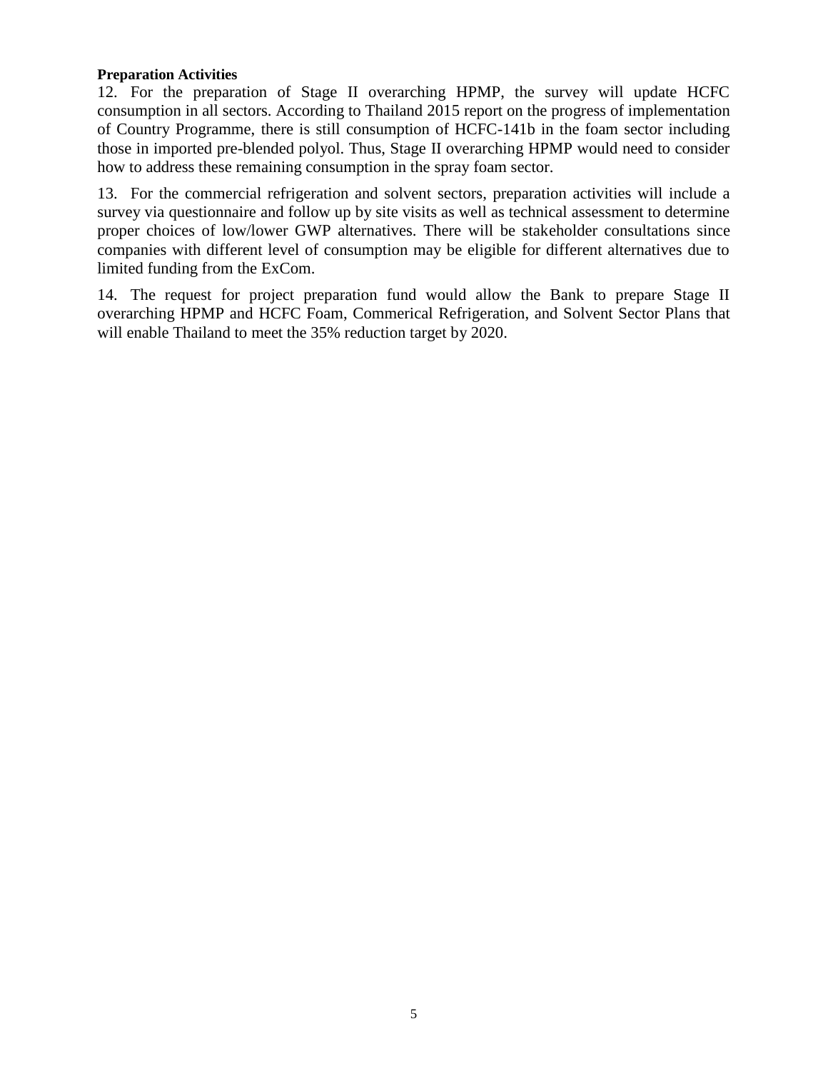**Preparation Activities**

12. For the preparation of Stage II overarching HPMP, the survey will update HCFC consumption in all sectors. According to Thailand 2015 report on the progress of implementation of Country Programme, there is still consumption of HCFC-141b in the foam sector including those in imported pre-blended polyol. Thus, Stage II overarching HPMP would need to consider how to address these remaining consumption in the spray foam sector.

13. For the commercial refrigeration and solvent sectors, preparation activities will include a survey via questionnaire and follow up by site visits as well as technical assessment to determine proper choices of low/lower GWP alternatives. There will be stakeholder consultations since companies with different level of consumption may be eligible for different alternatives due to limited funding from the ExCom.

14. The request for project preparation fund would allow the Bank to prepare Stage II overarching HPMP and HCFC Foam, Commerical Refrigeration, and Solvent Sector Plans that will enable Thailand to meet the 35% reduction target by 2020.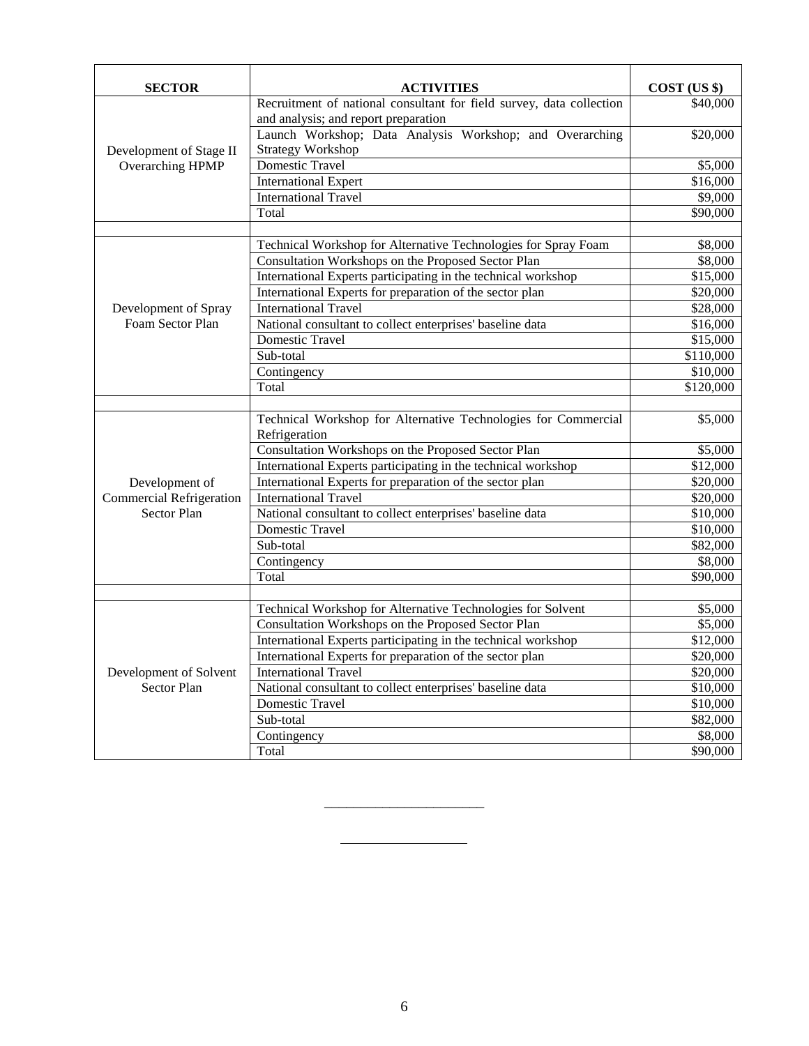| SECTOR | ACTIVITIES | COST (US $) |
|---|---|---|
| Development of Stage II Overarching HPMP | Recruitment of national consultant for field survey, data collection and analysis; and report preparation | $40,000 |
| | Launch Workshop; Data Analysis Workshop; and Overarching Strategy Workshop | $20,000 |
| | Domestic Travel | $5,000 |
| | International Expert | $16,000 |
| | International Travel | $9,000 |
| | Total | $90,000 |
| | | |
| Development of Spray Foam Sector Plan | Technical Workshop for Alternative Technologies for Spray Foam | $8,000 |
| | Consultation Workshops on the Proposed Sector Plan | $8,000 |
| | International Experts participating in the technical workshop | $15,000 |
| | International Experts for preparation of the sector plan | $20,000 |
| | International Travel | $28,000 |
| | National consultant to collect enterprises' baseline data | $16,000 |
| | Domestic Travel | $15,000 |
| | Sub-total | $110,000 |
| | Contingency | $10,000 |
| | Total | $120,000 |
| | | |
| Development of Commercial Refrigeration Sector Plan | Technical Workshop for Alternative Technologies for Commercial Refrigeration | $5,000 |
| | Consultation Workshops on the Proposed Sector Plan | $5,000 |
| | International Experts participating in the technical workshop | $12,000 |
| | International Experts for preparation of the sector plan | $20,000 |
| | International Travel | $20,000 |
| | National consultant to collect enterprises' baseline data | $10,000 |
| | Domestic Travel | $10,000 |
| | Sub-total | $82,000 |
| | Contingency | $8,000 |
| | Total | $90,000 |
| | | |
| Development of Solvent Sector Plan | Technical Workshop for Alternative Technologies for Solvent | $5,000 |
| | Consultation Workshops on the Proposed Sector Plan | $5,000 |
| | International Experts participating in the technical workshop | $12,000 |
| | International Experts for preparation of the sector plan | $20,000 |
| | International Travel | $20,000 |
| | National consultant to collect enterprises' baseline data | $10,000 |
| | Domestic Travel | $10,000 |
| | Sub-total | $82,000 |
| | Contingency | $8,000 |
| | Total | $90,000 |